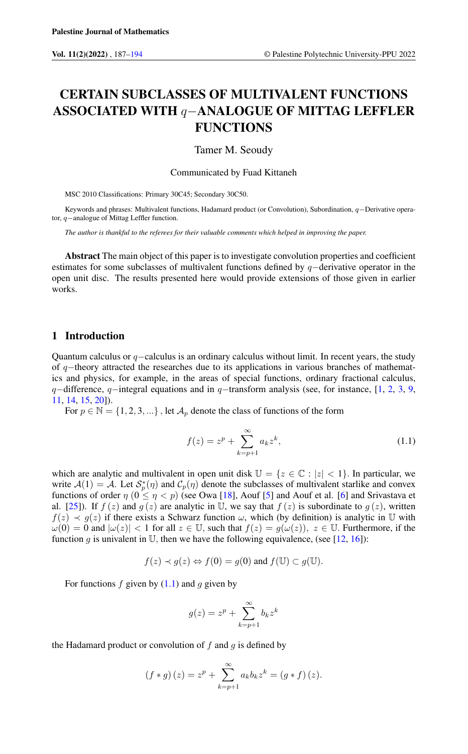# CERTAIN SUBCLASSES OF MULTIVALENT FUNCTIONS ASSOCIATED WITH $q-$ANALOGUE OF MITTAG LEFFLER FUNCTIONS

Tamer M. Seoudy

Communicated by Fuad Kittaneh

MSC 2010 Classifications: Primary 30C45; Secondary 30C50.

Keywords and phrases: Multivalent functions, Hadamard product (or Convolution), Subordination, $q-$Derivative operator, $q-$analogue of Mittag Leffler function.

*The author is thankful to the referees for their valuable comments which helped in improving the paper.*

**Abstract** The main object of this paper is to investigate convolution properties and coefficient estimates for some subclasses of multivalent functions defined by $q-$derivative operator in the open unit disc. The results presented here would provide extensions of those given in earlier works.

## 1 Introduction

Quantum calculus or $q-$calculus is an ordinary calculus without limit. In recent years, the study of $q-$theory attracted the researches due to its applications in various branches of mathematics and physics, for example, in the areas of special functions, ordinary fractional calculus, $q-$difference, $q-$integral equations and in $q-$transform analysis (see, for instance, [1, 2, 3, 9, 11, 14, 15, 20]).

For $p \in \mathbb{N} = \{1, 2, 3, ...\}$, let $\mathcal{A}_p$ denote the class of functions of the form

$$f(z) = z^p + \sum_{k=p+1}^{\infty} a_k z^k, \tag{1.1}$$

which are analytic and multivalent in open unit disk $\mathbb{U} = \{z \in \mathbb{C} : |z| < 1\}$. In particular, we write $\mathcal{A}(1) = \mathcal{A}$. Let $\mathcal{S}_p^*(\eta)$ and $\mathcal{C}_p(\eta)$ denote the subclasses of multivalent starlike and convex functions of order $\eta$ $(0 \leq \eta < p)$ (see Owa [18], Aouf [5] and Aouf et al. [6] and Srivastava et al. [25]). If $f(z)$ and $g(z)$ are analytic in $\mathbb{U}$, we say that $f(z)$ is subordinate to $g(z)$, written $f(z) \prec g(z)$ if there exists a Schwarz function $\omega$, which (by definition) is analytic in $\mathbb{U}$ with $\omega(0) = 0$ and $|\omega(z)| < 1$ for all $z \in \mathbb{U}$, such that $f(z) = g(\omega(z)),\ z \in \mathbb{U}$. Furthermore, if the function $g$ is univalent in $\mathbb{U}$, then we have the following equivalence, (see [12, 16]):

$$f(z) \prec g(z) \Leftrightarrow f(0) = g(0) \text{ and } f(\mathbb{U}) \subset g(\mathbb{U}).$$

For functions $f$ given by (1.1) and $g$ given by

$$g(z) = z^p + \sum_{k=p+1}^{\infty} b_k z^k$$

the Hadamard product or convolution of $f$ and $g$ is defined by

$$(f * g)(z) = z^p + \sum_{k=p+1}^{\infty} a_k b_k z^k = (g * f)(z).$$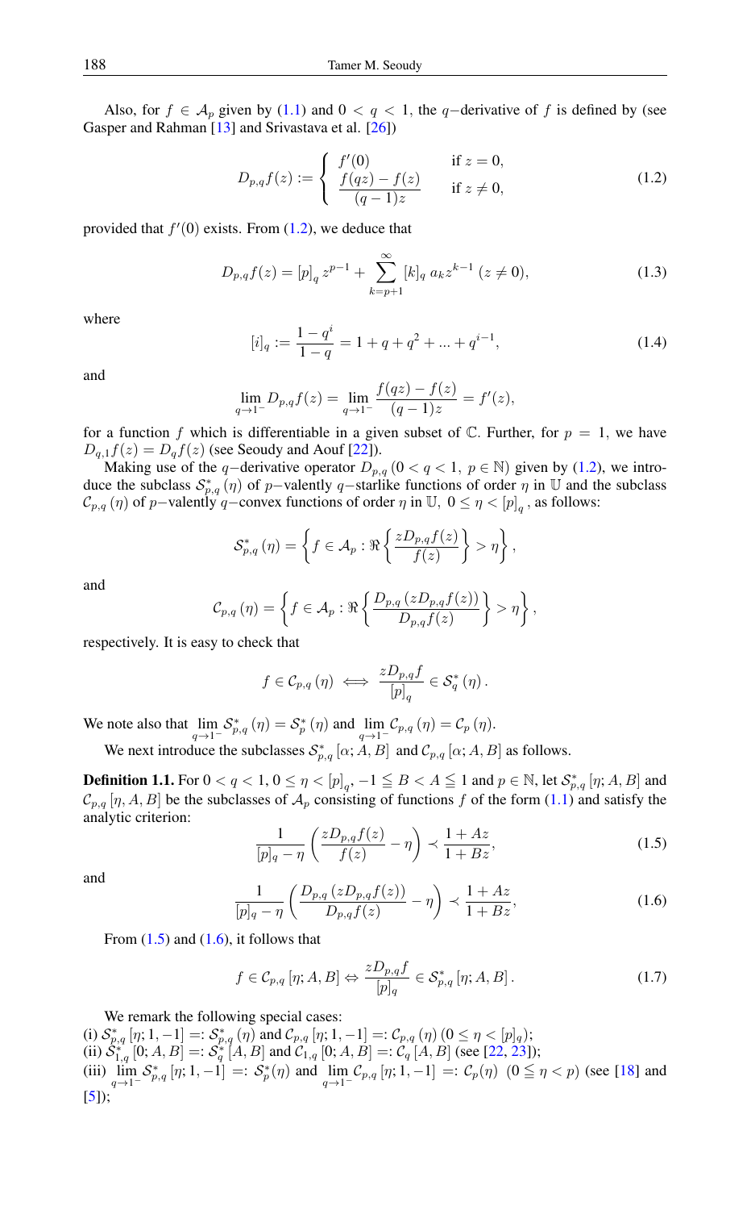Also, for $f \in \mathcal{A}_p$ given by (1.1) and $0 < q < 1$, the $q-$derivative of $f$ is defined by (see Gasper and Rahman [13] and Srivastava et al. [26])

$$D_{p,q}f(z) := \begin{cases} f'(0) & \text{if } z = 0, \\ \dfrac{f(qz) - f(z)}{(q-1)z} & \text{if } z \neq 0, \end{cases} \tag{1.2}$$

provided that $f'(0)$ exists. From (1.2), we deduce that

$$D_{p,q}f(z) = [p]_q \, z^{p-1} + \sum_{k=p+1}^{\infty} [k]_q \, a_k z^{k-1} \; (z \neq 0), \tag{1.3}$$

where

$$[i]_q := \frac{1-q^i}{1-q} = 1 + q + q^2 + ... + q^{i-1}, \tag{1.4}$$

and

$$\lim_{q \to 1^-} D_{p,q}f(z) = \lim_{q \to 1^-} \frac{f(qz) - f(z)}{(q-1)z} = f'(z),$$

for a function $f$ which is differentiable in a given subset of $\mathbb{C}$. Further, for $p = 1$, we have $D_{q,1}f(z) = D_q f(z)$ (see Seoudy and Aouf [22]).

Making use of the $q-$derivative operator $D_{p,q}$ $(0 < q < 1, \ p \in \mathbb{N})$ given by (1.2), we introduce the subclass $\mathcal{S}^*_{p,q}(\eta)$ of $p-$valently $q-$starlike functions of order $\eta$ in $\mathbb{U}$ and the subclass $\mathcal{C}_{p,q}(\eta)$ of $p-$valently $q-$convex functions of order $\eta$ in $\mathbb{U}$, $0 \leq \eta < [p]_q$, as follows:

$$\mathcal{S}^*_{p,q}(\eta) = \left\{ f \in \mathcal{A}_p : \Re\left\{ \frac{zD_{p,q}f(z)}{f(z)} \right\} > \eta \right\},$$

and

$$\mathcal{C}_{p,q}(\eta) = \left\{ f \in \mathcal{A}_p : \Re\left\{ \frac{D_{p,q}(zD_{p,q}f(z))}{D_{p,q}f(z)} \right\} > \eta \right\},$$

respectively. It is easy to check that

$$f \in \mathcal{C}_{p,q}(\eta) \iff \frac{zD_{p,q}f}{[p]_q} \in \mathcal{S}^*_q(\eta).$$

We note also that $\lim\limits_{q \to 1^-} \mathcal{S}^*_{p,q}(\eta) = \mathcal{S}^*_p(\eta)$ and $\lim\limits_{q \to 1^-} \mathcal{C}_{p,q}(\eta) = \mathcal{C}_p(\eta)$.

We next introduce the subclasses $\mathcal{S}^*_{p,q}[\alpha; A, B]$ and $\mathcal{C}_{p,q}[\alpha; A, B]$ as follows.

**Definition 1.1.** For $0 < q < 1$, $0 \leq \eta < [p]_q$, $-1 \leqq B < A \leqq 1$ and $p \in \mathbb{N}$, let $\mathcal{S}^*_{p,q}[\eta; A, B]$ and $\mathcal{C}_{p,q}[\eta, A, B]$ be the subclasses of $\mathcal{A}_p$ consisting of functions $f$ of the form (1.1) and satisfy the analytic criterion:

$$\frac{1}{[p]_q - \eta}\left( \frac{zD_{p,q}f(z)}{f(z)} - \eta \right) \prec \frac{1+Az}{1+Bz}, \tag{1.5}$$

and

$$\frac{1}{[p]_q - \eta}\left( \frac{D_{p,q}(zD_{p,q}f(z))}{D_{p,q}f(z)} - \eta \right) \prec \frac{1+Az}{1+Bz}, \tag{1.6}$$

From (1.5) and (1.6), it follows that

$$f \in \mathcal{C}_{p,q}[\eta; A, B] \Leftrightarrow \frac{zD_{p,q}f}{[p]_q} \in \mathcal{S}^*_{p,q}[\eta; A, B]. \tag{1.7}$$

We remark the following special cases:

(i) $\mathcal{S}^*_{p,q}[\eta; 1, -1] =: \mathcal{S}^*_{p,q}(\eta)$ and $\mathcal{C}_{p,q}[\eta; 1, -1] =: \mathcal{C}_{p,q}(\eta)$ $(0 \leq \eta < [p]_q)$;

(ii) $\mathcal{S}^*_{1,q}[0; A, B] =: \mathcal{S}^*_q[A, B]$ and $\mathcal{C}_{1,q}[0; A, B] =: \mathcal{C}_q[A, B]$ (see [22, 23]);

(iii) $\lim\limits_{q \to 1^-} \mathcal{S}^*_{p,q}[\eta; 1, -1] =: \mathcal{S}^*_p(\eta)$ and $\lim\limits_{q \to 1^-} \mathcal{C}_{p,q}[\eta; 1, -1] =: \mathcal{C}_p(\eta)$ $(0 \leqq \eta < p)$ (see [18] and [5]);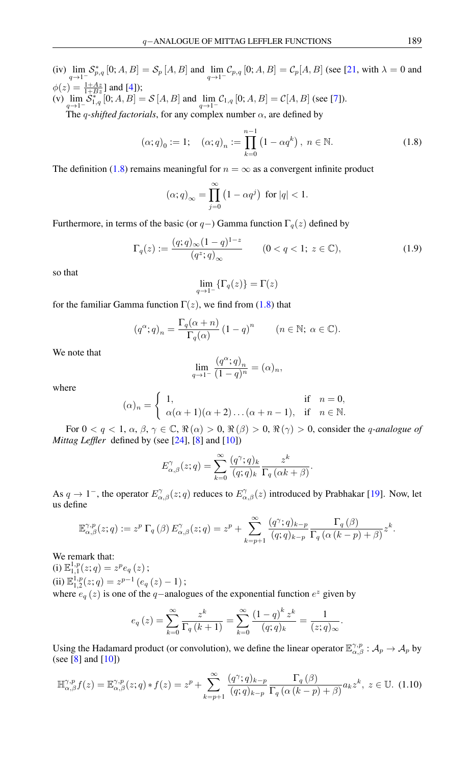(iv) $\lim_{q\to 1^-} \mathcal{S}^*_{p,q}[0; A, B] = \mathcal{S}_p[A, B]$ and $\lim_{q\to 1^-} \mathcal{C}_{p,q}[0; A, B] = \mathcal{C}_p[A, B]$ (see [21, with $\lambda = 0$ and $\phi(z) = \frac{1+Az}{1+Bz}$] and [4]);

(v) $\lim_{q\to 1^-} \mathcal{S}^*_{1,q}[0; A, B] = \mathcal{S}[A, B]$ and $\lim_{q\to 1^-} \mathcal{C}_{1,q}[0; A, B] = \mathcal{C}[A, B]$ (see [7]).

The *q-shifted factorials*, for any complex number $\alpha$, are defined by

$$(\alpha; q)_0 := 1; \quad (\alpha; q)_n := \prod_{k=0}^{n-1} \left(1 - \alpha q^k\right), \; n \in \mathbb{N}. \tag{1.8}$$

The definition (1.8) remains meaningful for $n = \infty$ as a convergent infinite product

$$(\alpha; q)_\infty = \prod_{j=0}^{\infty} \left(1 - \alpha q^j\right) \text{ for } |q| < 1.$$

Furthermore, in terms of the basic (or $q-$) Gamma function $\Gamma_q(z)$ defined by

$$\Gamma_q(z) := \frac{(q;q)_\infty (1-q)^{1-z}}{(q^z; q)_\infty} \qquad (0 < q < 1; \; z \in \mathbb{C}), \tag{1.9}$$

so that

$$\lim_{q\to 1^-} \{\Gamma_q(z)\} = \Gamma(z)$$

for the familiar Gamma function $\Gamma(z)$, we find from (1.8) that

$$(q^\alpha; q)_n = \frac{\Gamma_q(\alpha + n)}{\Gamma_q(\alpha)} (1-q)^n \qquad (n \in \mathbb{N}; \; \alpha \in \mathbb{C}).$$

We note that

$$\lim_{q\to 1^-} \frac{(q^\alpha; q)_n}{(1-q)^n} = (\alpha)_n,$$

where

$$(\alpha)_n = \begin{cases} 1, & \text{if } \; n = 0, \\ \alpha(\alpha+1)(\alpha+2)\ldots(\alpha+n-1), & \text{if } \; n \in \mathbb{N}. \end{cases}$$

For $0 < q < 1$, $\alpha$, $\beta$, $\gamma \in \mathbb{C}$, $\Re(\alpha) > 0$, $\Re(\beta) > 0$, $\Re(\gamma) > 0$, consider the *q-analogue of Mittag Leffler* defined by (see [24], [8] and [10])

$$E^{\gamma}_{\alpha,\beta}(z;q) = \sum_{k=0}^{\infty} \frac{(q^\gamma; q)_k}{(q;q)_k} \frac{z^k}{\Gamma_q(\alpha k + \beta)}.$$

As $q \to 1^-$, the operator $E^{\gamma}_{\alpha,\beta}(z;q)$ reduces to $E^{\gamma}_{\alpha,\beta}(z)$ introduced by Prabhakar [19]. Now, let us define

$$\mathbb{E}^{\gamma,p}_{\alpha,\beta}(z;q) := z^p \, \Gamma_q(\beta) \, E^{\gamma}_{\alpha,\beta}(z;q) = z^p + \sum_{k=p+1}^{\infty} \frac{(q^\gamma; q)_{k-p}}{(q;q)_{k-p}} \frac{\Gamma_q(\beta)}{\Gamma_q(\alpha(k-p) + \beta)} z^k.$$

We remark that:

(i) $\mathbb{E}^{1,p}_{1,1}(z;q) = z^p e_q(z)$;

(ii) $\mathbb{E}^{1,p}_{1,2}(z;q) = z^{p-1}(e_q(z) - 1)$;

where $e_q(z)$ is one of the $q-$analogues of the exponential function $e^z$ given by

$$e_q(z) = \sum_{k=0}^{\infty} \frac{z^k}{\Gamma_q(k+1)} = \sum_{k=0}^{\infty} \frac{(1-q)^k z^k}{(q;q)_k} = \frac{1}{(z;q)_\infty}.$$

Using the Hadamard product (or convolution), we define the linear operator $\mathbb{E}^{\gamma,p}_{\alpha,\beta} : \mathcal{A}_p \to \mathcal{A}_p$ by (see [8] and [10])

$$\mathbb{H}^{\gamma,p}_{\alpha,\beta} f(z) = \mathbb{E}^{\gamma,p}_{\alpha,\beta}(z;q) * f(z) = z^p + \sum_{k=p+1}^{\infty} \frac{(q^\gamma; q)_{k-p}}{(q;q)_{k-p}} \frac{\Gamma_q(\beta)}{\Gamma_q(\alpha(k-p) + \beta)} a_k z^k, \; z \in \mathbb{U}. \tag{1.10}$$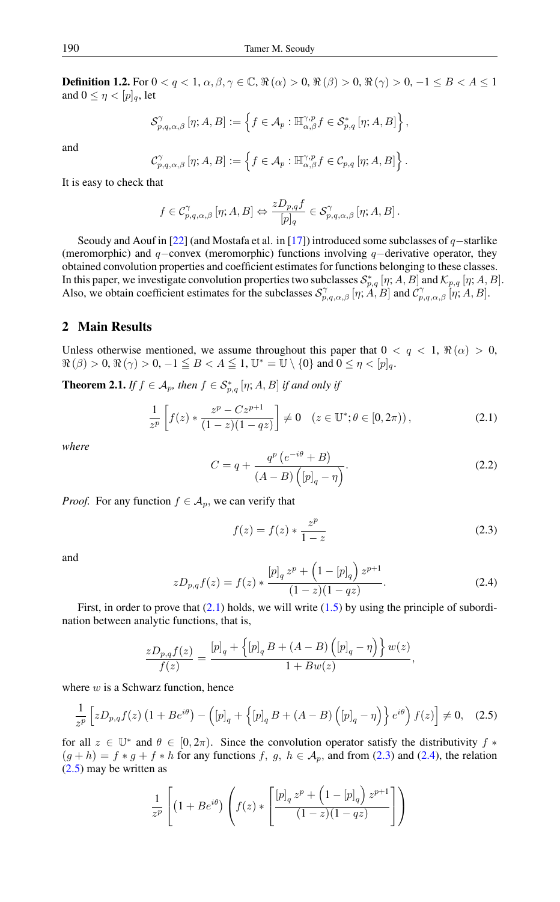**Definition 1.2.** For $0 < q < 1$, $\alpha, \beta, \gamma \in \mathbb{C}$, $\Re(\alpha) > 0$, $\Re(\beta) > 0$, $\Re(\gamma) > 0$, $-1 \le B < A \le 1$ and $0 \le \eta < [p]_q$, let

$$\mathcal{S}^{\gamma}_{p,q,\alpha,\beta}[\eta; A, B] := \left\{ f \in \mathcal{A}_p : \mathbb{H}^{\gamma,p}_{\alpha,\beta} f \in \mathcal{S}^{*}_{p,q}[\eta; A, B] \right\},$$

and

$$\mathcal{C}^{\gamma}_{p,q,\alpha,\beta}[\eta; A, B] := \left\{ f \in \mathcal{A}_p : \mathbb{H}^{\gamma,p}_{\alpha,\beta} f \in \mathcal{C}_{p,q}[\eta; A, B] \right\}.$$

It is easy to check that

$$f \in \mathcal{C}^{\gamma}_{p,q,\alpha,\beta}[\eta; A, B] \Leftrightarrow \frac{zD_{p,q}f}{[p]_q} \in \mathcal{S}^{\gamma}_{p,q,\alpha,\beta}[\eta; A, B].$$

Seoudy and Aouf in [22] (and Mostafa et al. in [17]) introduced some subclasses of $q-$starlike (meromorphic) and $q-$convex (meromorphic) functions involving $q-$derivative operator, they obtained convolution properties and coefficient estimates for functions belonging to these classes. In this paper, we investigate convolution properties two subclasses $\mathcal{S}^{*}_{p,q}[\eta; A, B]$ and $\mathcal{K}_{p,q}[\eta; A, B]$. Also, we obtain coefficient estimates for the subclasses $\mathcal{S}^{\gamma}_{p,q,\alpha,\beta}[\eta; A, B]$ and $\mathcal{C}^{\gamma}_{p,q,\alpha,\beta}[\eta; A, B]$.

## 2 Main Results

Unless otherwise mentioned, we assume throughout this paper that $0 < q < 1$, $\Re(\alpha) > 0$, $\Re(\beta) > 0$, $\Re(\gamma) > 0$, $-1 \leqq B < A \leqq 1$, $\mathbb{U}^{*} = \mathbb{U} \setminus \{0\}$ and $0 \le \eta < [p]_q$.

**Theorem 2.1.** *If $f \in \mathcal{A}_p$, then $f \in \mathcal{S}^{*}_{p,q}[\eta; A, B]$ if and only if*

$$\frac{1}{z^p}\left[ f(z) * \frac{z^p - Cz^{p+1}}{(1-z)(1-qz)} \right] \neq 0 \quad (z \in \mathbb{U}^{*}; \theta \in [0, 2\pi)), \tag{2.1}$$

*where*

$$C = q + \frac{q^p\left(e^{-i\theta} + B\right)}{(A-B)\left([p]_q - \eta\right)}. \tag{2.2}$$

*Proof.* For any function $f \in \mathcal{A}_p$, we can verify that

$$f(z) = f(z) * \frac{z^p}{1-z} \tag{2.3}$$

and

$$zD_{p,q}f(z) = f(z) * \frac{[p]_q z^p + \left(1 - [p]_q\right) z^{p+1}}{(1-z)(1-qz)}. \tag{2.4}$$

First, in order to prove that (2.1) holds, we will write (1.5) by using the principle of subordination between analytic functions, that is,

$$\frac{zD_{p,q}f(z)}{f(z)} = \frac{[p]_q + \left\{[p]_q B + (A-B)\left([p]_q - \eta\right)\right\} w(z)}{1 + Bw(z)},$$

where $w$ is a Schwarz function, hence

$$\frac{1}{z^p}\left[ zD_{p,q}f(z)\left(1 + Be^{i\theta}\right) - \left([p]_q + \left\{[p]_q B + (A-B)\left([p]_q - \eta\right)\right\} e^{i\theta}\right) f(z) \right] \neq 0, \tag{2.5}$$

for all $z \in \mathbb{U}^{*}$ and $\theta \in [0, 2\pi)$. Since the convolution operator satisfy the distributivity $f * (g + h) = f * g + f * h$ for any functions $f,\ g,\ h \in \mathcal{A}_p$, and from (2.3) and (2.4), the relation (2.5) may be written as

$$\frac{1}{z^p}\left[ \left(1 + Be^{i\theta}\right)\left( f(z) * \left[ \frac{[p]_q z^p + \left(1 - [p]_q\right) z^{p+1}}{(1-z)(1-qz)} \right] \right) \right.$$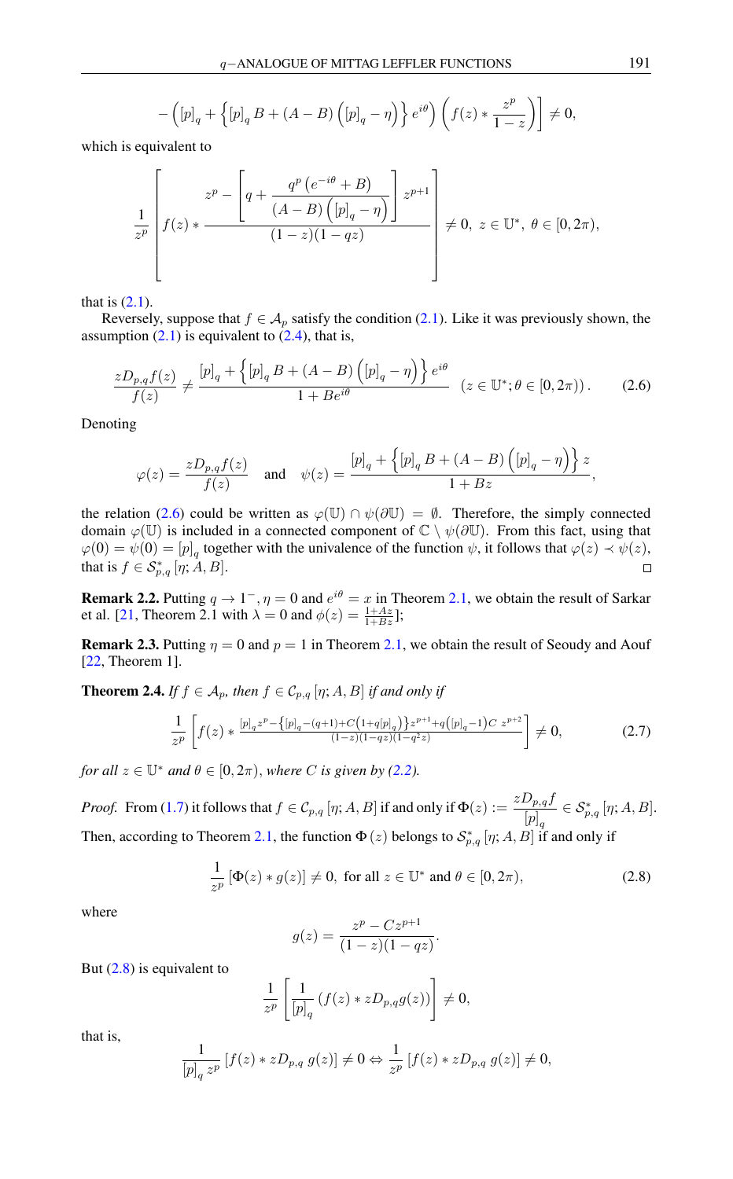$$-\left([p]_q+\left\{[p]_q B+(A-B)\left([p]_q-\eta\right)\right\}e^{i\theta}\right)\left(f(z)*\frac{z^p}{1-z}\right)\Bigg]\neq 0,$$

which is equivalent to

$$\frac{1}{z^p}\left[f(z)*\frac{z^p-\left[q+\dfrac{q^p\left(e^{-i\theta}+B\right)}{(A-B)\left([p]_q-\eta\right)}\right]z^{p+1}}{(1-z)(1-qz)}\right]\neq 0,\ z\in\mathbb{U}^*,\ \theta\in[0,2\pi),$$

that is (2.1).

Reversely, suppose that $f\in\mathcal{A}_p$ satisfy the condition (2.1). Like it was previously shown, the assumption (2.1) is equivalent to (2.4), that is,

$$\frac{zD_{p,q}f(z)}{f(z)}\neq\frac{[p]_q+\left\{[p]_q B+(A-B)\left([p]_q-\eta\right)\right\}e^{i\theta}}{1+Be^{i\theta}}\quad\left(z\in\mathbb{U}^*;\theta\in[0,2\pi)\right).\tag{2.6}$$

Denoting

$$\varphi(z)=\frac{zD_{p,q}f(z)}{f(z)}\quad\text{and}\quad\psi(z)=\frac{[p]_q+\left\{[p]_q B+(A-B)\left([p]_q-\eta\right)\right\}z}{1+Bz},$$

the relation (2.6) could be written as $\varphi(\mathbb{U})\cap\psi(\partial\mathbb{U})=\emptyset$. Therefore, the simply connected domain $\varphi(\mathbb{U})$ is included in a connected component of $\mathbb{C}\setminus\psi(\partial\mathbb{U})$. From this fact, using that $\varphi(0)=\psi(0)=[p]_q$ together with the univalence of the function $\psi$, it follows that $\varphi(z)\prec\psi(z)$, that is $f\in\mathcal{S}^*_{p,q}[\eta;A,B]$. □

**Remark 2.2.** Putting $q\to 1^-,\eta=0$ and $e^{i\theta}=x$ in Theorem 2.1, we obtain the result of Sarkar et al. [21, Theorem 2.1 with $\lambda=0$ and $\phi(z)=\frac{1+Az}{1+Bz}$];

**Remark 2.3.** Putting $\eta=0$ and $p=1$ in Theorem 2.1, we obtain the result of Seoudy and Aouf [22, Theorem 1].

**Theorem 2.4.** *If $f\in\mathcal{A}_p$, then $f\in\mathcal{C}_{p,q}[\eta;A,B]$ if and only if*

$$\frac{1}{z^p}\left[f(z)*\frac{[p]_q z^p-\left\{[p]_q-(q+1)+C\left(1+q[p]_q\right)\right\}z^{p+1}+q\left([p]_q-1\right)C\ z^{p+2}}{(1-z)(1-qz)(1-q^2z)}\right]\neq 0,\tag{2.7}$$

*for all $z\in\mathbb{U}^*$ and $\theta\in[0,2\pi)$, where $C$ is given by (2.2).*

*Proof.* From (1.7) it follows that $f\in\mathcal{C}_{p,q}[\eta;A,B]$ if and only if $\Phi(z):=\dfrac{zD_{p,q}f}{[p]_q}\in\mathcal{S}^*_{p,q}[\eta;A,B]$. Then, according to Theorem 2.1, the function $\Phi(z)$ belongs to $\mathcal{S}^*_{p,q}[\eta;A,B]$ if and only if

$$\frac{1}{z^p}\left[\Phi(z)*g(z)\right]\neq 0,\ \text{for all } z\in\mathbb{U}^*\text{ and }\theta\in[0,2\pi),\tag{2.8}$$

where

$$g(z)=\frac{z^p-Cz^{p+1}}{(1-z)(1-qz)}.$$

But (2.8) is equivalent to

$$\frac{1}{z^p}\left[\frac{1}{[p]_q}\left(f(z)*zD_{p,q}g(z)\right)\right]\neq 0,$$

that is,

$$\frac{1}{[p]_q\,z^p}\left[f(z)*zD_{p,q}\,g(z)\right]\neq 0\Leftrightarrow\frac{1}{z^p}\left[f(z)*zD_{p,q}\,g(z)\right]\neq 0,$$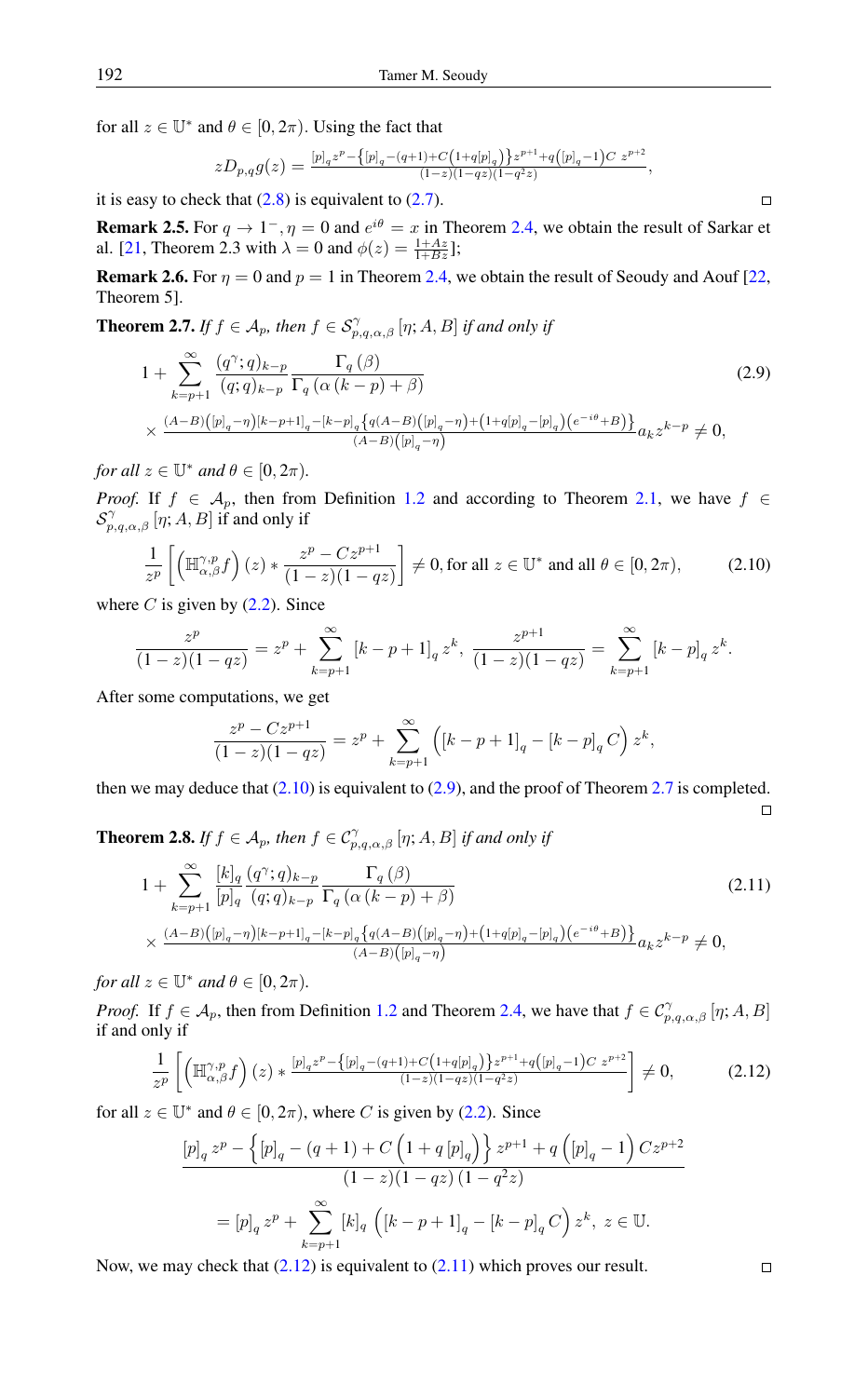for all $z \in \mathbb{U}^*$ and $\theta \in [0, 2\pi)$. Using the fact that

$$zD_{p,q}g(z) = \frac{[p]_q z^p - \left\{[p]_q - (q+1) + C\left(1 + q[p]_q\right)\right\} z^{p+1} + q\left([p]_q - 1\right) C\ z^{p+2}}{(1-z)(1-qz)(1-q^2z)},$$

it is easy to check that (2.8) is equivalent to (2.7). $\square$

**Remark 2.5.** For $q \to 1^-, \eta = 0$ and $e^{i\theta} = x$ in Theorem 2.4, we obtain the result of Sarkar et al. [21, Theorem 2.3 with $\lambda = 0$ and $\phi(z) = \frac{1+Az}{1+Bz}$];

**Remark 2.6.** For $\eta = 0$ and $p = 1$ in Theorem 2.4, we obtain the result of Seoudy and Aouf [22, Theorem 5].

**Theorem 2.7.** *If $f \in \mathcal{A}_p$, then $f \in \mathcal{S}^{\gamma}_{p,q,\alpha,\beta}[\eta; A, B]$ if and only if*

$$1 + \sum_{k=p+1}^{\infty} \frac{(q^\gamma; q)_{k-p}}{(q; q)_{k-p}} \frac{\Gamma_q(\beta)}{\Gamma_q(\alpha(k-p) + \beta)} \times \frac{(A-B)\left([p]_q - \eta\right)[k-p+1]_q - [k-p]_q\left\{q(A-B)\left([p]_q - \eta\right) + \left(1 + q[p]_q - [p]_q\right)\left(e^{-i\theta} + B\right)\right\}}{(A-B)\left([p]_q - \eta\right)} a_k z^{k-p} \neq 0, \tag{2.9}$$

*for all $z \in \mathbb{U}^*$ and $\theta \in [0, 2\pi)$.*

*Proof.* If $f \in \mathcal{A}_p$, then from Definition 1.2 and according to Theorem 2.1, we have $f \in \mathcal{S}^{\gamma}_{p,q,\alpha,\beta}[\eta; A, B]$ if and only if

$$\frac{1}{z^p}\left[\left(\mathbb{H}^{\gamma,p}_{\alpha,\beta} f\right)(z) * \frac{z^p - Cz^{p+1}}{(1-z)(1-qz)}\right] \neq 0, \text{for all } z \in \mathbb{U}^* \text{ and all } \theta \in [0, 2\pi), \tag{2.10}$$

where $C$ is given by (2.2). Since

$$\frac{z^p}{(1-z)(1-qz)} = z^p + \sum_{k=p+1}^{\infty} [k-p+1]_q\, z^k,\ \frac{z^{p+1}}{(1-z)(1-qz)} = \sum_{k=p+1}^{\infty} [k-p]_q\, z^k.$$

After some computations, we get

$$\frac{z^p - Cz^{p+1}}{(1-z)(1-qz)} = z^p + \sum_{k=p+1}^{\infty} \left([k-p+1]_q - [k-p]_q\, C\right) z^k,$$

then we may deduce that (2.10) is equivalent to (2.9), and the proof of Theorem 2.7 is completed. $\square$

**Theorem 2.8.** *If $f \in \mathcal{A}_p$, then $f \in \mathcal{C}^{\gamma}_{p,q,\alpha,\beta}[\eta; A, B]$ if and only if*

$$1 + \sum_{k=p+1}^{\infty} \frac{[k]_q}{[p]_q} \frac{(q^\gamma; q)_{k-p}}{(q; q)_{k-p}} \frac{\Gamma_q(\beta)}{\Gamma_q(\alpha(k-p) + \beta)} \times \frac{(A-B)\left([p]_q - \eta\right)[k-p+1]_q - [k-p]_q\left\{q(A-B)\left([p]_q - \eta\right) + \left(1 + q[p]_q - [p]_q\right)\left(e^{-i\theta} + B\right)\right\}}{(A-B)\left([p]_q - \eta\right)} a_k z^{k-p} \neq 0, \tag{2.11}$$

*for all $z \in \mathbb{U}^*$ and $\theta \in [0, 2\pi)$.*

*Proof.* If $f \in \mathcal{A}_p$, then from Definition 1.2 and Theorem 2.4, we have that $f \in \mathcal{C}^{\gamma}_{p,q,\alpha,\beta}[\eta; A, B]$ if and only if

$$\frac{1}{z^p}\left[\left(\mathbb{H}^{\gamma,p}_{\alpha,\beta} f\right)(z) * \frac{[p]_q z^p - \left\{[p]_q - (q+1) + C\left(1 + q[p]_q\right)\right\} z^{p+1} + q\left([p]_q - 1\right) C\ z^{p+2}}{(1-z)(1-qz)(1-q^2z)}\right] \neq 0, \tag{2.12}$$

for all $z \in \mathbb{U}^*$ and $\theta \in [0, 2\pi)$, where $C$ is given by (2.2). Since

$$\begin{aligned}
&\frac{[p]_q\, z^p - \left\{[p]_q - (q+1) + C\left(1 + q\,[p]_q\right)\right\} z^{p+1} + q\left([p]_q - 1\right) Cz^{p+2}}{(1-z)(1-qz)\left(1-q^2z\right)} \\
&= [p]_q\, z^p + \sum_{k=p+1}^{\infty} [k]_q \left([k-p+1]_q - [k-p]_q\, C\right) z^k,\ z \in \mathbb{U}.
\end{aligned}$$

Now, we may check that (2.12) is equivalent to (2.11) which proves our result. $\square$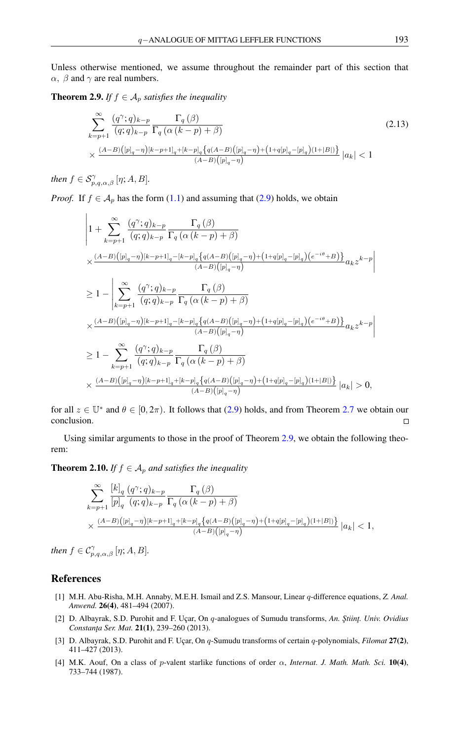Unless otherwise mentioned, we assume throughout the remainder part of this section that $\alpha$, $\beta$ and $\gamma$ are real numbers.

**Theorem 2.9.** *If $f \in \mathcal{A}_p$ satisfies the inequality*

$$\sum_{k=p+1}^{\infty} \frac{(q^{\gamma};q)_{k-p}}{(q;q)_{k-p}} \frac{\Gamma_q(\beta)}{\Gamma_q(\alpha(k-p)+\beta)} \times \frac{(A-B)\left([p]_q-\eta\right)[k-p+1]_q+[k-p]_q\left\{q(A-B)\left([p]_q-\eta\right)+\left(1+q[p]_q-[p]_q\right)(1+|B|)\right\}}{(A-B)\left([p]_q-\eta\right)} |a_k| < 1 \tag{2.13}$$

*then $f \in \mathcal{S}^{\gamma}_{p,q,\alpha,\beta}[\eta; A, B]$.*

*Proof.* If $f \in \mathcal{A}_p$ has the form (1.1) and assuming that (2.9) holds, we obtain

$$\begin{aligned}
&\left| 1 + \sum_{k=p+1}^{\infty} \frac{(q^{\gamma};q)_{k-p}}{(q;q)_{k-p}} \frac{\Gamma_q(\beta)}{\Gamma_q(\alpha(k-p)+\beta)} \right. \\
&\left. \times \frac{(A-B)\left([p]_q-\eta\right)[k-p+1]_q-[k-p]_q\left\{q(A-B)\left([p]_q-\eta\right)+\left(1+q[p]_q-[p]_q\right)\left(e^{-i\theta}+B\right)\right\}}{(A-B)\left([p]_q-\eta\right)} a_k z^{k-p} \right| \\
&\geq 1 - \left| \sum_{k=p+1}^{\infty} \frac{(q^{\gamma};q)_{k-p}}{(q;q)_{k-p}} \frac{\Gamma_q(\beta)}{\Gamma_q(\alpha(k-p)+\beta)} \right. \\
&\left. \times \frac{(A-B)\left([p]_q-\eta\right)[k-p+1]_q-[k-p]_q\left\{q(A-B)\left([p]_q-\eta\right)+\left(1+q[p]_q-[p]_q\right)\left(e^{-i\theta}+B\right)\right\}}{(A-B)\left([p]_q-\eta\right)} a_k z^{k-p} \right| \\
&\geq 1 - \sum_{k=p+1}^{\infty} \frac{(q^{\gamma};q)_{k-p}}{(q;q)_{k-p}} \frac{\Gamma_q(\beta)}{\Gamma_q(\alpha(k-p)+\beta)} \\
&\times \frac{(A-B)\left([p]_q-\eta\right)[k-p+1]_q+[k-p]_q\left\{q(A-B)\left([p]_q-\eta\right)+\left(1+q[p]_q-[p]_q\right)(1+|B|)\right\}}{(A-B)\left([p]_q-\eta\right)} |a_k| > 0,
\end{aligned}$$

for all $z \in \mathbb{U}^*$ and $\theta \in [0, 2\pi)$. It follows that (2.9) holds, and from Theorem 2.7 we obtain our conclusion. $\square$

Using similar arguments to those in the proof of Theorem 2.9, we obtain the following theorem:

**Theorem 2.10.** *If $f \in \mathcal{A}_p$ and satisfies the inequality*

$$\sum_{k=p+1}^{\infty} \frac{[k]_q}{[p]_q} \frac{(q^{\gamma};q)_{k-p}}{(q;q)_{k-p}} \frac{\Gamma_q(\beta)}{\Gamma_q(\alpha(k-p)+\beta)} \times \frac{(A-B)\left([p]_q-\eta\right)[k-p+1]_q+[k-p]_q\left\{q(A-B)\left([p]_q-\eta\right)+\left(1+q[p]_q-[p]_q\right)(1+|B|)\right\}}{(A-B)\left([p]_q-\eta\right)} |a_k| < 1,$$

*then $f \in \mathcal{C}^{\gamma}_{p,q,\alpha,\beta}[\eta; A, B]$.*

## References

[1] M.H. Abu-Risha, M.H. Annaby, M.E.H. Ismail and Z.S. Mansour, Linear $q$-difference equations, *Z. Anal. Anwend.* **26(4)**, 481–494 (2007).

[2] D. Albayrak, S.D. Purohit and F. Uçar, On $q$-analogues of Sumudu transforms, *An. Ştiinţ. Univ. Ovidius Constanţa Ser. Mat.* **21(1)**, 239–260 (2013).

[3] D. Albayrak, S.D. Purohit and F. Uçar, On $q$-Sumudu transforms of certain $q$-polynomials, *Filomat* **27(2)**, 411–427 (2013).

[4] M.K. Aouf, On a class of $p$-valent starlike functions of order $\alpha$, *Internat. J. Math. Math. Sci.* **10(4)**, 733–744 (1987).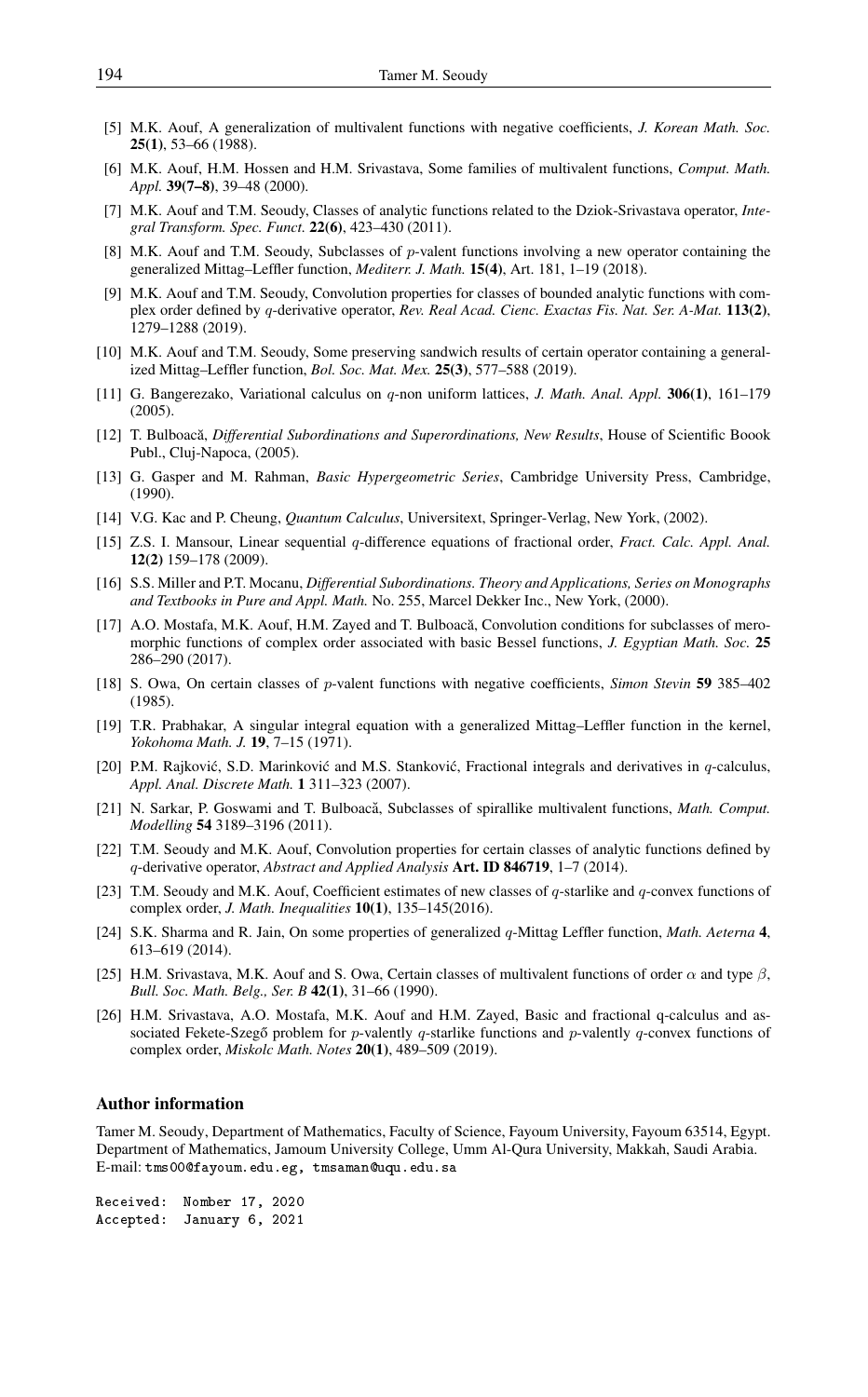[5] M.K. Aouf, A generalization of multivalent functions with negative coefficients, *J. Korean Math. Soc.* **25(1)**, 53–66 (1988).

[6] M.K. Aouf, H.M. Hossen and H.M. Srivastava, Some families of multivalent functions, *Comput. Math. Appl.* **39(7–8)**, 39–48 (2000).

[7] M.K. Aouf and T.M. Seoudy, Classes of analytic functions related to the Dziok-Srivastava operator, *Integral Transform. Spec. Funct.* **22(6)**, 423–430 (2011).

[8] M.K. Aouf and T.M. Seoudy, Subclasses of $p$-valent functions involving a new operator containing the generalized Mittag–Leffler function, *Mediterr. J. Math.* **15(4)**, Art. 181, 1–19 (2018).

[9] M.K. Aouf and T.M. Seoudy, Convolution properties for classes of bounded analytic functions with complex order defined by $q$-derivative operator, *Rev. Real Acad. Cienc. Exactas Fis. Nat. Ser. A-Mat.* **113(2)**, 1279–1288 (2019).

[10] M.K. Aouf and T.M. Seoudy, Some preserving sandwich results of certain operator containing a generalized Mittag–Leffler function, *Bol. Soc. Mat. Mex.* **25(3)**, 577–588 (2019).

[11] G. Bangerezako, Variational calculus on $q$-non uniform lattices, *J. Math. Anal. Appl.* **306(1)**, 161–179 (2005).

[12] T. Bulboacă, *Differential Subordinations and Superordinations, New Results*, House of Scientific Boook Publ., Cluj-Napoca, (2005).

[13] G. Gasper and M. Rahman, *Basic Hypergeometric Series*, Cambridge University Press, Cambridge, (1990).

[14] V.G. Kac and P. Cheung, *Quantum Calculus*, Universitext, Springer-Verlag, New York, (2002).

[15] Z.S. I. Mansour, Linear sequential $q$-difference equations of fractional order, *Fract. Calc. Appl. Anal.* **12(2)** 159–178 (2009).

[16] S.S. Miller and P.T. Mocanu, *Differential Subordinations. Theory and Applications, Series on Monographs and Textbooks in Pure and Appl. Math.* No. 255, Marcel Dekker Inc., New York, (2000).

[17] A.O. Mostafa, M.K. Aouf, H.M. Zayed and T. Bulboacă, Convolution conditions for subclasses of meromorphic functions of complex order associated with basic Bessel functions, *J. Egyptian Math. Soc.* **25** 286–290 (2017).

[18] S. Owa, On certain classes of $p$-valent functions with negative coefficients, *Simon Stevin* **59** 385–402 (1985).

[19] T.R. Prabhakar, A singular integral equation with a generalized Mittag–Leffler function in the kernel, *Yokohoma Math. J.* **19**, 7–15 (1971).

[20] P.M. Rajković, S.D. Marinković and M.S. Stanković, Fractional integrals and derivatives in $q$-calculus, *Appl. Anal. Discrete Math.* **1** 311–323 (2007).

[21] N. Sarkar, P. Goswami and T. Bulboacă, Subclasses of spirallike multivalent functions, *Math. Comput. Modelling* **54** 3189–3196 (2011).

[22] T.M. Seoudy and M.K. Aouf, Convolution properties for certain classes of analytic functions defined by $q$-derivative operator, *Abstract and Applied Analysis* **Art. ID 846719**, 1–7 (2014).

[23] T.M. Seoudy and M.K. Aouf, Coefficient estimates of new classes of $q$-starlike and $q$-convex functions of complex order, *J. Math. Inequalities* **10(1)**, 135–145(2016).

[24] S.K. Sharma and R. Jain, On some properties of generalized $q$-Mittag Leffler function, *Math. Aeterna* **4**, 613–619 (2014).

[25] H.M. Srivastava, M.K. Aouf and S. Owa, Certain classes of multivalent functions of order $\alpha$ and type $\beta$, *Bull. Soc. Math. Belg., Ser. B* **42(1)**, 31–66 (1990).

[26] H.M. Srivastava, A.O. Mostafa, M.K. Aouf and H.M. Zayed, Basic and fractional q-calculus and associated Fekete-Szegő problem for $p$-valently $q$-starlike functions and $p$-valently $q$-convex functions of complex order, *Miskolc Math. Notes* **20(1)**, 489–509 (2019).

### Author information

Tamer M. Seoudy, Department of Mathematics, Faculty of Science, Fayoum University, Fayoum 63514, Egypt. Department of Mathematics, Jamoum University College, Umm Al-Qura University, Makkah, Saudi Arabia. E-mail: tms00@fayoum.edu.eg, tmsaman@uqu.edu.sa

Received: Nomber 17, 2020
Accepted: January 6, 2021